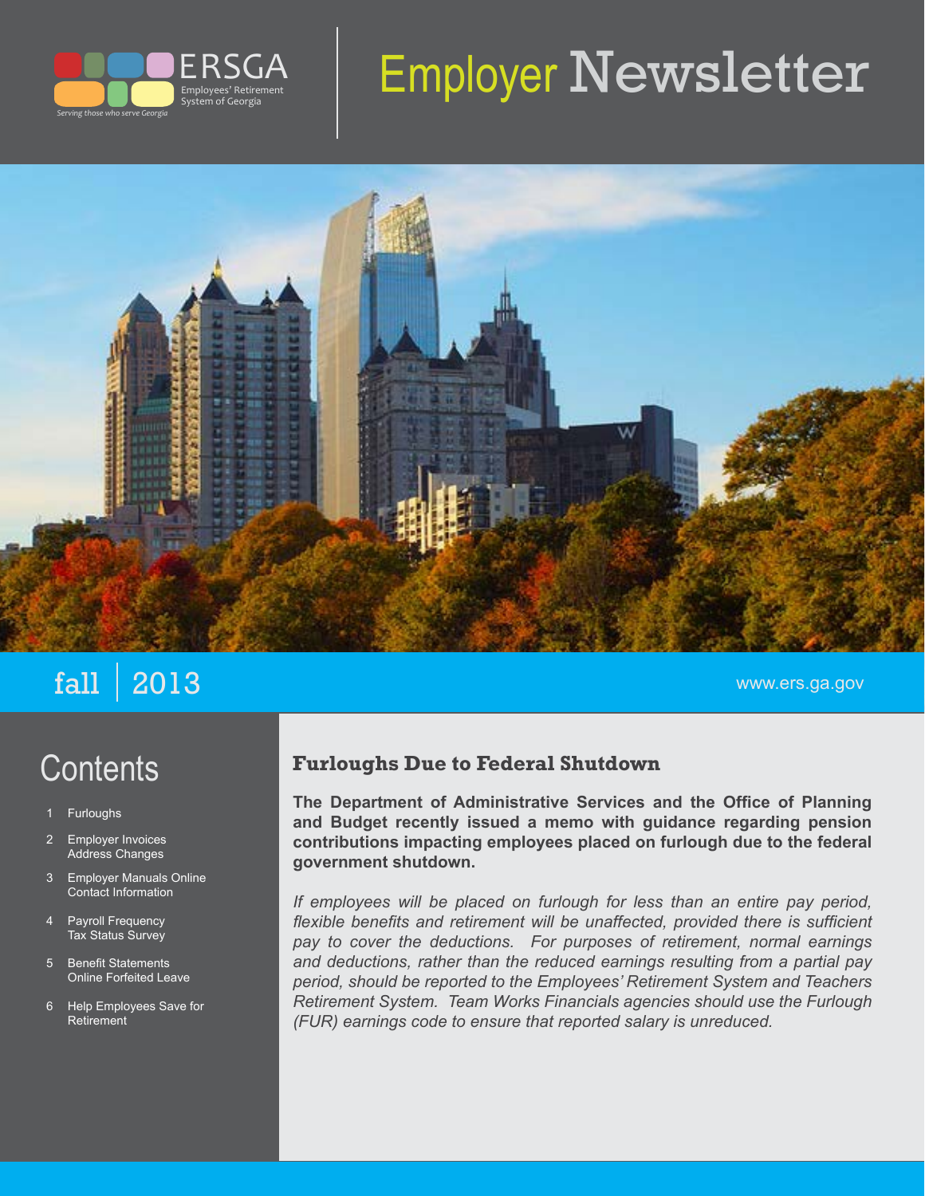ERSGA
Employees' Retirement System of Georgia
*Serving those who serve Georgia*

# Employer Newsletter

fall | 2013

www.ers.ga.gov

## Contents

1. Furloughs
2. Employer Invoices
   Address Changes
3. Employer Manuals Online
   Contact Information
4. Payroll Frequency
   Tax Status Survey
5. Benefit Statements
   Online Forfeited Leave
6. Help Employees Save for Retirement

## Furloughs Due to Federal Shutdown

**The Department of Administrative Services and the Office of Planning and Budget recently issued a memo with guidance regarding pension contributions impacting employees placed on furlough due to the federal government shutdown.**

*If employees will be placed on furlough for less than an entire pay period, flexible benefits and retirement will be unaffected, provided there is sufficient pay to cover the deductions. For purposes of retirement, normal earnings and deductions, rather than the reduced earnings resulting from a partial pay period, should be reported to the Employees' Retirement System and Teachers Retirement System. Team Works Financials agencies should use the Furlough (FUR) earnings code to ensure that reported salary is unreduced.*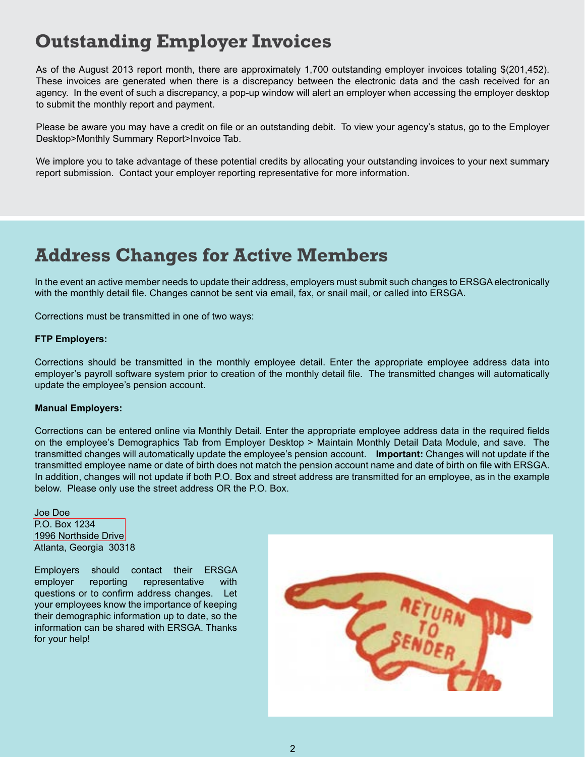## Outstanding Employer Invoices

As of the August 2013 report month, there are approximately 1,700 outstanding employer invoices totaling $(201,452). These invoices are generated when there is a discrepancy between the electronic data and the cash received for an agency. In the event of such a discrepancy, a pop-up window will alert an employer when accessing the employer desktop to submit the monthly report and payment.

Please be aware you may have a credit on file or an outstanding debit. To view your agency's status, go to the Employer Desktop>Monthly Summary Report>Invoice Tab.

We implore you to take advantage of these potential credits by allocating your outstanding invoices to your next summary report submission. Contact your employer reporting representative for more information.

## Address Changes for Active Members

In the event an active member needs to update their address, employers must submit such changes to ERSGA electronically with the monthly detail file. Changes cannot be sent via email, fax, or snail mail, or called into ERSGA.

Corrections must be transmitted in one of two ways:

**FTP Employers:**

Corrections should be transmitted in the monthly employee detail. Enter the appropriate employee address data into employer's payroll software system prior to creation of the monthly detail file. The transmitted changes will automatically update the employee's pension account.

**Manual Employers:**

Corrections can be entered online via Monthly Detail. Enter the appropriate employee address data in the required fields on the employee's Demographics Tab from Employer Desktop > Maintain Monthly Detail Data Module, and save. The transmitted changes will automatically update the employee's pension account. **Important:** Changes will not update if the transmitted employee name or date of birth does not match the pension account name and date of birth on file with ERSGA. In addition, changes will not update if both P.O. Box and street address are transmitted for an employee, as in the example below. Please only use the street address OR the P.O. Box.

Joe Doe
P.O. Box 1234
1996 Northside Drive
Atlanta, Georgia 30318

Employers should contact their ERSGA employer reporting representative with questions or to confirm address changes. Let your employees know the importance of keeping their demographic information up to date, so the information can be shared with ERSGA. Thanks for your help!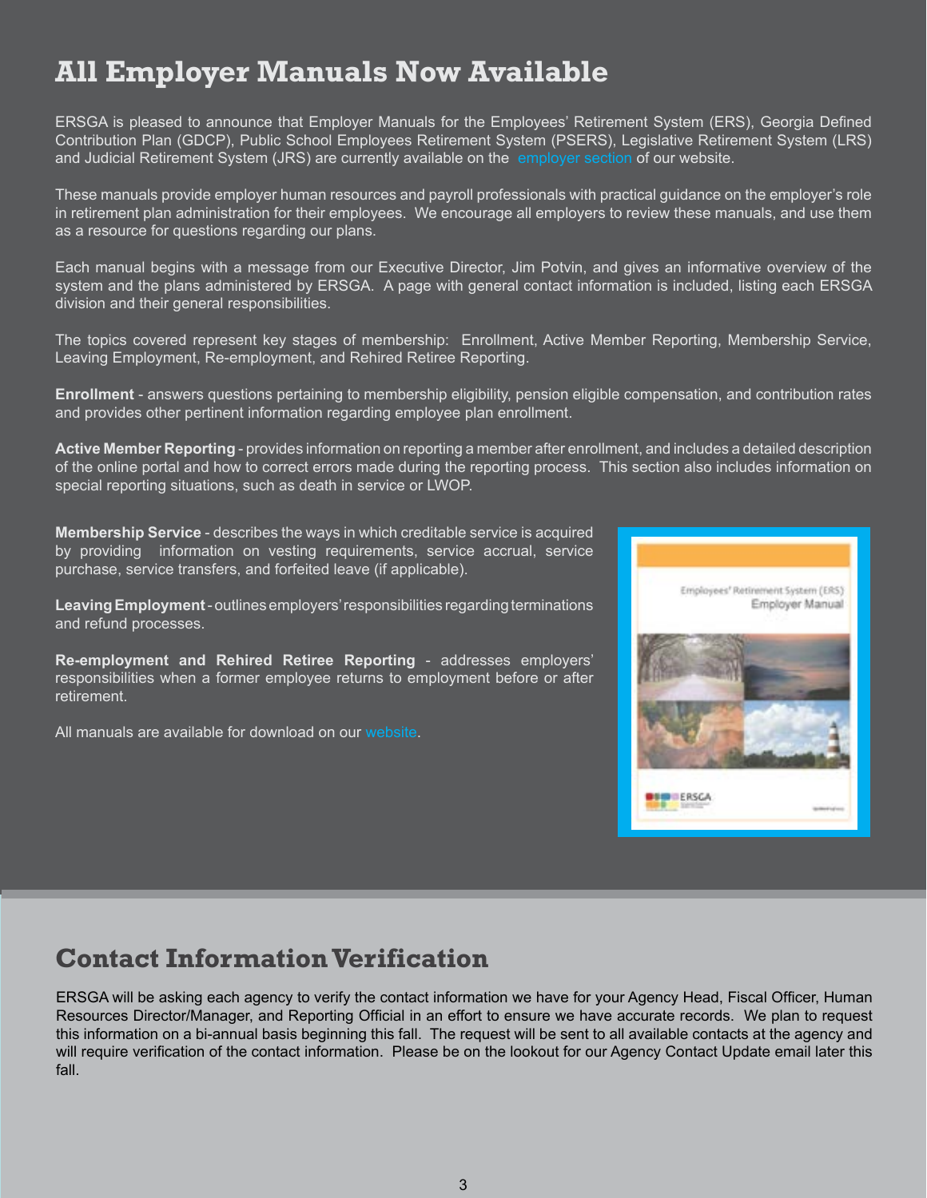# All Employer Manuals Now Available

ERSGA is pleased to announce that Employer Manuals for the Employees' Retirement System (ERS), Georgia Defined Contribution Plan (GDCP), Public School Employees Retirement System (PSERS), Legislative Retirement System (LRS) and Judicial Retirement System (JRS) are currently available on the employer section of our website.

These manuals provide employer human resources and payroll professionals with practical guidance on the employer's role in retirement plan administration for their employees. We encourage all employers to review these manuals, and use them as a resource for questions regarding our plans.

Each manual begins with a message from our Executive Director, Jim Potvin, and gives an informative overview of the system and the plans administered by ERSGA. A page with general contact information is included, listing each ERSGA division and their general responsibilities.

The topics covered represent key stages of membership: Enrollment, Active Member Reporting, Membership Service, Leaving Employment, Re-employment, and Rehired Retiree Reporting.

**Enrollment** - answers questions pertaining to membership eligibility, pension eligible compensation, and contribution rates and provides other pertinent information regarding employee plan enrollment.

**Active Member Reporting** - provides information on reporting a member after enrollment, and includes a detailed description of the online portal and how to correct errors made during the reporting process. This section also includes information on special reporting situations, such as death in service or LWOP.

**Membership Service** - describes the ways in which creditable service is acquired by providing information on vesting requirements, service accrual, service purchase, service transfers, and forfeited leave (if applicable).

**Leaving Employment** - outlines employers' responsibilities regarding terminations and refund processes.

**Re-employment and Rehired Retiree Reporting** - addresses employers' responsibilities when a former employee returns to employment before or after retirement.

All manuals are available for download on our website.

# Contact Information Verification

ERSGA will be asking each agency to verify the contact information we have for your Agency Head, Fiscal Officer, Human Resources Director/Manager, and Reporting Official in an effort to ensure we have accurate records. We plan to request this information on a bi-annual basis beginning this fall. The request will be sent to all available contacts at the agency and will require verification of the contact information. Please be on the lookout for our Agency Contact Update email later this fall.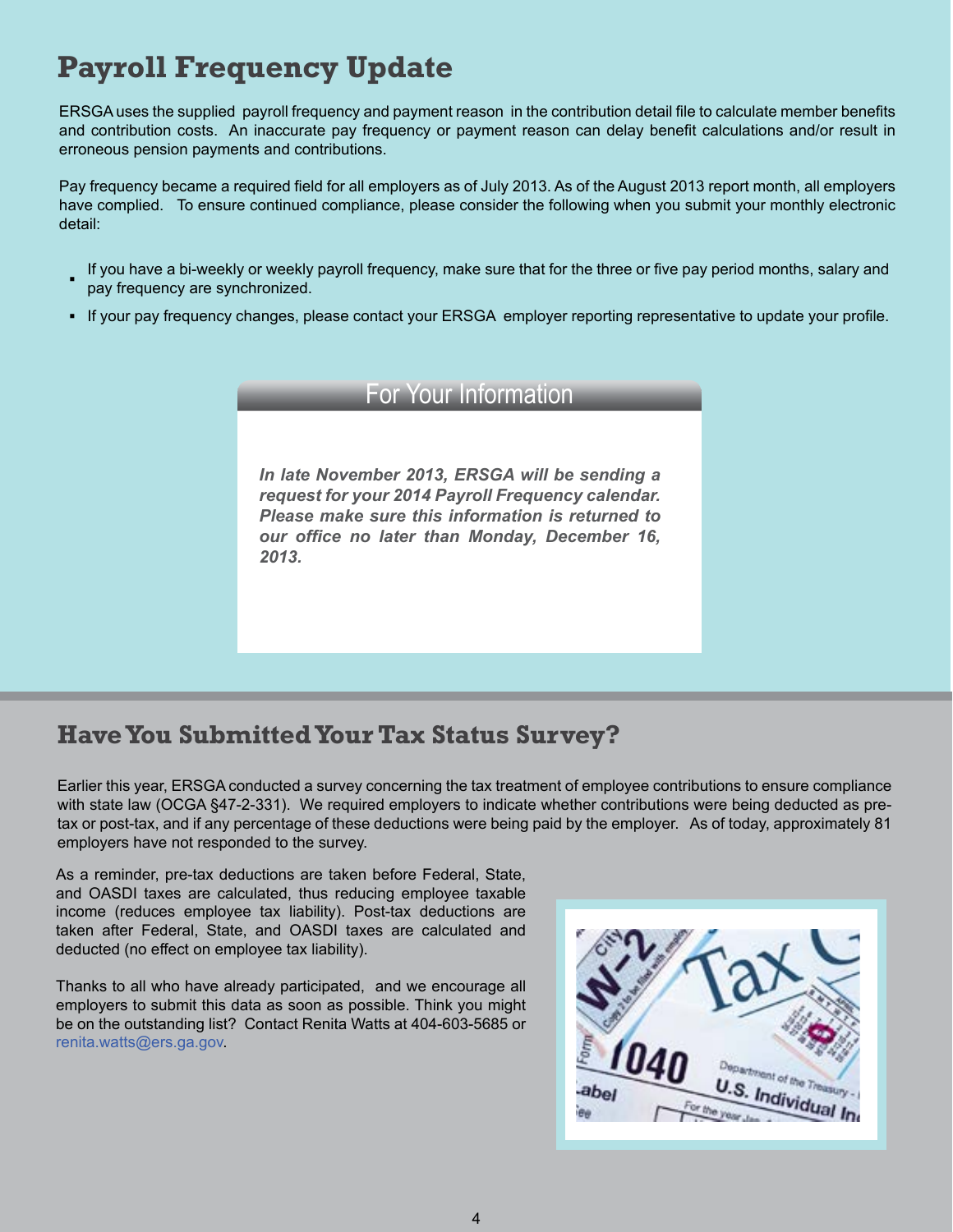# Payroll Frequency Update

ERSGA uses the supplied payroll frequency and payment reason in the contribution detail file to calculate member benefits and contribution costs. An inaccurate pay frequency or payment reason can delay benefit calculations and/or result in erroneous pension payments and contributions.

Pay frequency became a required field for all employers as of July 2013. As of the August 2013 report month, all employers have complied. To ensure continued compliance, please consider the following when you submit your monthly electronic detail:

- If you have a bi-weekly or weekly payroll frequency, make sure that for the three or five pay period months, salary and pay frequency are synchronized.
- If your pay frequency changes, please contact your ERSGA employer reporting representative to update your profile.

## For Your Information

***In late November 2013, ERSGA will be sending a request for your 2014 Payroll Frequency calendar. Please make sure this information is returned to our office no later than Monday, December 16, 2013.***

# Have You Submitted Your Tax Status Survey?

Earlier this year, ERSGA conducted a survey concerning the tax treatment of employee contributions to ensure compliance with state law (OCGA §47-2-331). We required employers to indicate whether contributions were being deducted as pre-tax or post-tax, and if any percentage of these deductions were being paid by the employer. As of today, approximately 81 employers have not responded to the survey.

As a reminder, pre-tax deductions are taken before Federal, State, and OASDI taxes are calculated, thus reducing employee taxable income (reduces employee tax liability). Post-tax deductions are taken after Federal, State, and OASDI taxes are calculated and deducted (no effect on employee tax liability).

Thanks to all who have already participated, and we encourage all employers to submit this data as soon as possible. Think you might be on the outstanding list? Contact Renita Watts at 404-603-5685 or renita.watts@ers.ga.gov.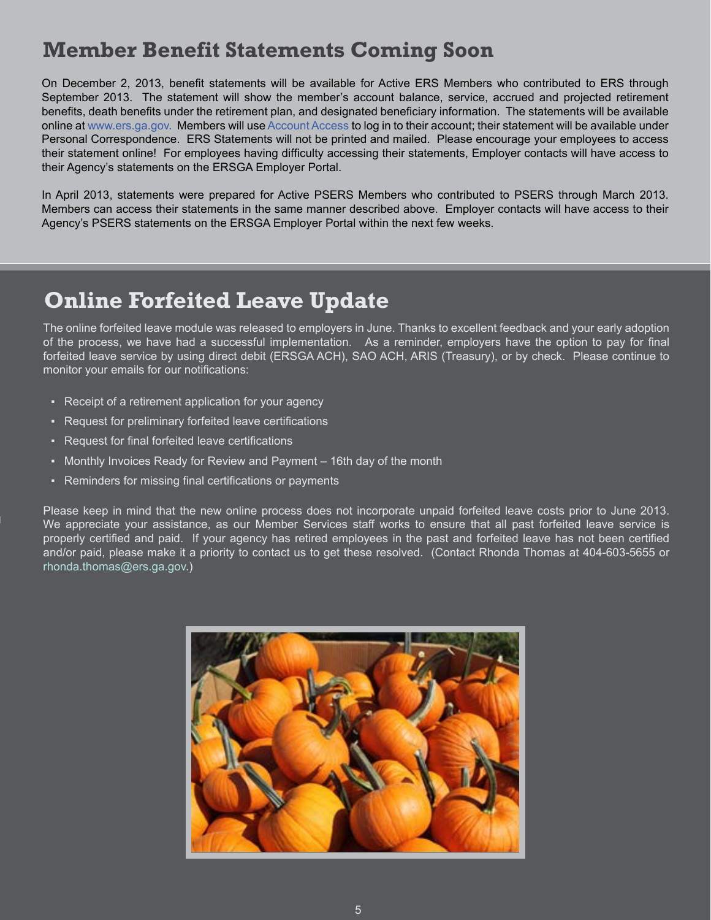## Member Benefit Statements Coming Soon

On December 2, 2013, benefit statements will be available for Active ERS Members who contributed to ERS through September 2013. The statement will show the member's account balance, service, accrued and projected retirement benefits, death benefits under the retirement plan, and designated beneficiary information. The statements will be available online at www.ers.ga.gov. Members will use Account Access to log in to their account; their statement will be available under Personal Correspondence. ERS Statements will not be printed and mailed. Please encourage your employees to access their statement online! For employees having difficulty accessing their statements, Employer contacts will have access to their Agency's statements on the ERSGA Employer Portal.

In April 2013, statements were prepared for Active PSERS Members who contributed to PSERS through March 2013. Members can access their statements in the same manner described above. Employer contacts will have access to their Agency's PSERS statements on the ERSGA Employer Portal within the next few weeks.

## Online Forfeited Leave Update

The online forfeited leave module was released to employers in June. Thanks to excellent feedback and your early adoption of the process, we have had a successful implementation. As a reminder, employers have the option to pay for final forfeited leave service by using direct debit (ERSGA ACH), SAO ACH, ARIS (Treasury), or by check. Please continue to monitor your emails for our notifications:

- Receipt of a retirement application for your agency
- Request for preliminary forfeited leave certifications
- Request for final forfeited leave certifications
- Monthly Invoices Ready for Review and Payment – 16th day of the month
- Reminders for missing final certifications or payments

Please keep in mind that the new online process does not incorporate unpaid forfeited leave costs prior to June 2013. We appreciate your assistance, as our Member Services staff works to ensure that all past forfeited leave service is properly certified and paid. If your agency has retired employees in the past and forfeited leave has not been certified and/or paid, please make it a priority to contact us to get these resolved. (Contact Rhonda Thomas at 404-603-5655 or rhonda.thomas@ers.ga.gov.)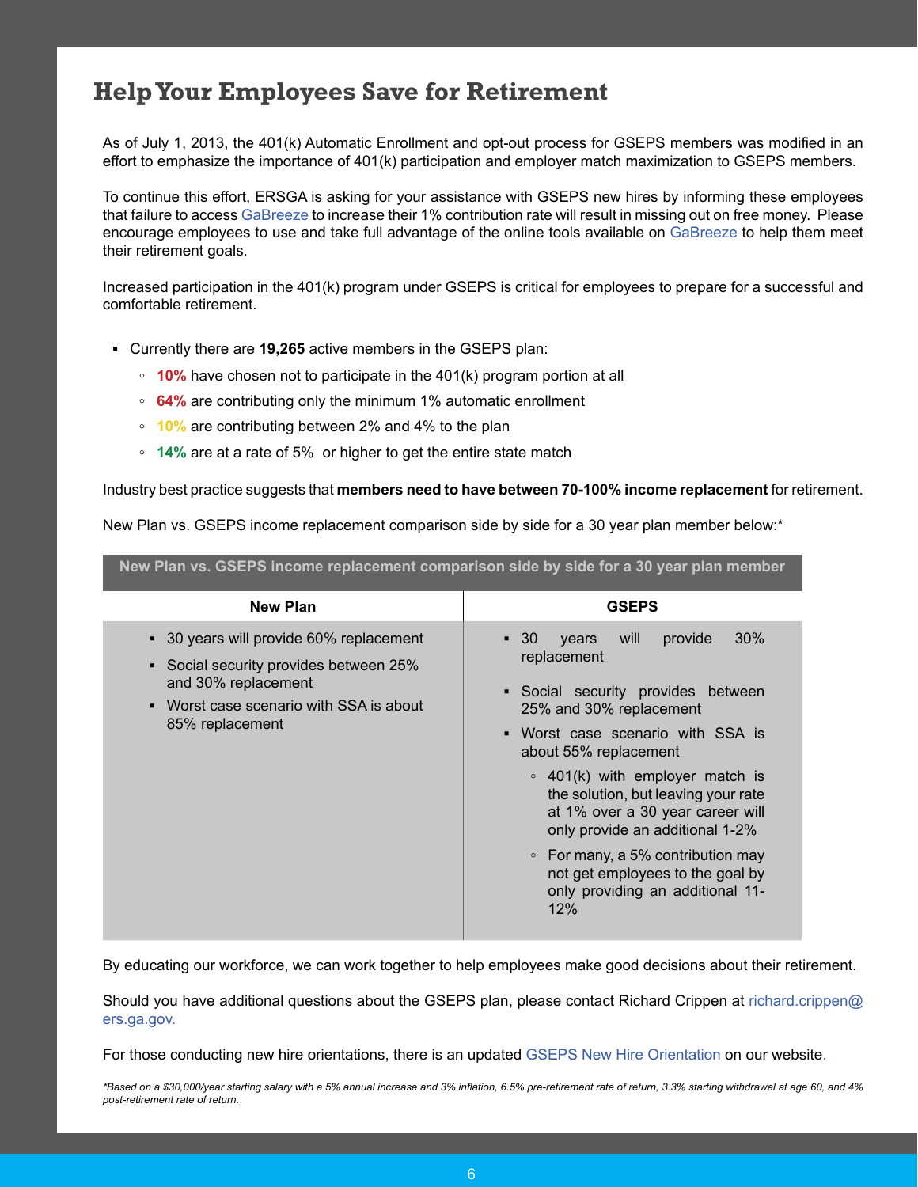# Help Your Employees Save for Retirement

As of July 1, 2013, the 401(k) Automatic Enrollment and opt-out process for GSEPS members was modified in an effort to emphasize the importance of 401(k) participation and employer match maximization to GSEPS members.

To continue this effort, ERSGA is asking for your assistance with GSEPS new hires by informing these employees that failure to access GaBreeze to increase their 1% contribution rate will result in missing out on free money. Please encourage employees to use and take full advantage of the online tools available on GaBreeze to help them meet their retirement goals.

Increased participation in the 401(k) program under GSEPS is critical for employees to prepare for a successful and comfortable retirement.

- Currently there are **19,265** active members in the GSEPS plan:
  - **10%** have chosen not to participate in the 401(k) program portion at all
  - **64%** are contributing only the minimum 1% automatic enrollment
  - **10%** are contributing between 2% and 4% to the plan
  - **14%** are at a rate of 5% or higher to get the entire state match

Industry best practice suggests that **members need to have between 70-100% income replacement** for retirement.

New Plan vs. GSEPS income replacement comparison side by side for a 30 year plan member below:*

**New Plan vs. GSEPS income replacement comparison side by side for a 30 year plan member**

| New Plan | GSEPS |
|---|---|
| • 30 years will provide 60% replacement<br>• Social security provides between 25% and 30% replacement<br>• Worst case scenario with SSA is about 85% replacement | • 30 years will provide 30% replacement<br>• Social security provides between 25% and 30% replacement<br>• Worst case scenario with SSA is about 55% replacement<br>◦ 401(k) with employer match is the solution, but leaving your rate at 1% over a 30 year career will only provide an additional 1-2%<br>◦ For many, a 5% contribution may not get employees to the goal by only providing an additional 11-12% |

By educating our workforce, we can work together to help employees make good decisions about their retirement.

Should you have additional questions about the GSEPS plan, please contact Richard Crippen at richard.crippen@ers.ga.gov.

For those conducting new hire orientations, there is an updated GSEPS New Hire Orientation on our website.

*\*Based on a $30,000/year starting salary with a 5% annual increase and 3% inflation, 6.5% pre-retirement rate of return, 3.3% starting withdrawal at age 60, and 4% post-retirement rate of return.*